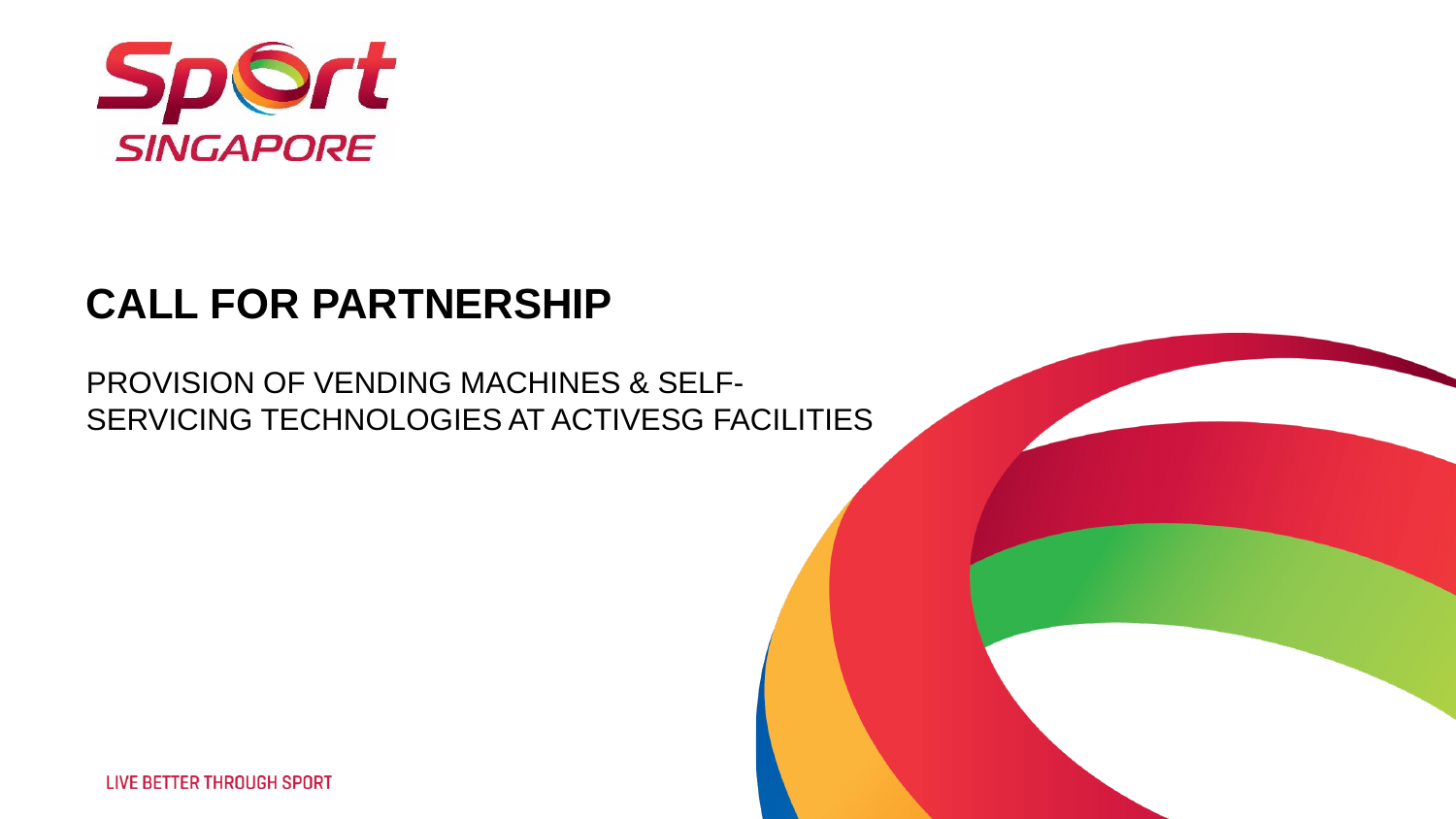# CALL FOR PARTNERSHIP

PROVISION OF VENDING MACHINES & SELF-SERVICING TECHNOLOGIES AT ACTIVESG FACILITIES

LIVE BETTER THROUGH SPORT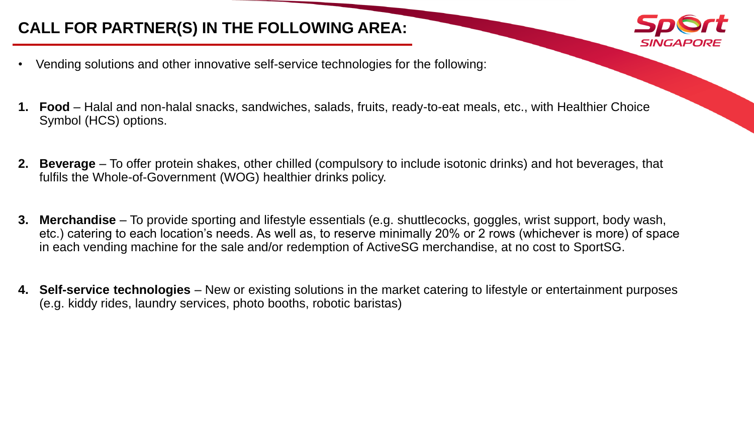## CALL FOR PARTNER(S) IN THE FOLLOWING AREA:

- Vending solutions and other innovative self-service technologies for the following:

1. **Food** – Halal and non-halal snacks, sandwiches, salads, fruits, ready-to-eat meals, etc., with Healthier Choice Symbol (HCS) options.

2. **Beverage** – To offer protein shakes, other chilled (compulsory to include isotonic drinks) and hot beverages, that fulfils the Whole-of-Government (WOG) healthier drinks policy.

3. **Merchandise** – To provide sporting and lifestyle essentials (e.g. shuttlecocks, goggles, wrist support, body wash, etc.) catering to each location's needs. As well as, to reserve minimally 20% or 2 rows (whichever is more) of space in each vending machine for the sale and/or redemption of ActiveSG merchandise, at no cost to SportSG.

4. **Self-service technologies** – New or existing solutions in the market catering to lifestyle or entertainment purposes (e.g. kiddy rides, laundry services, photo booths, robotic baristas)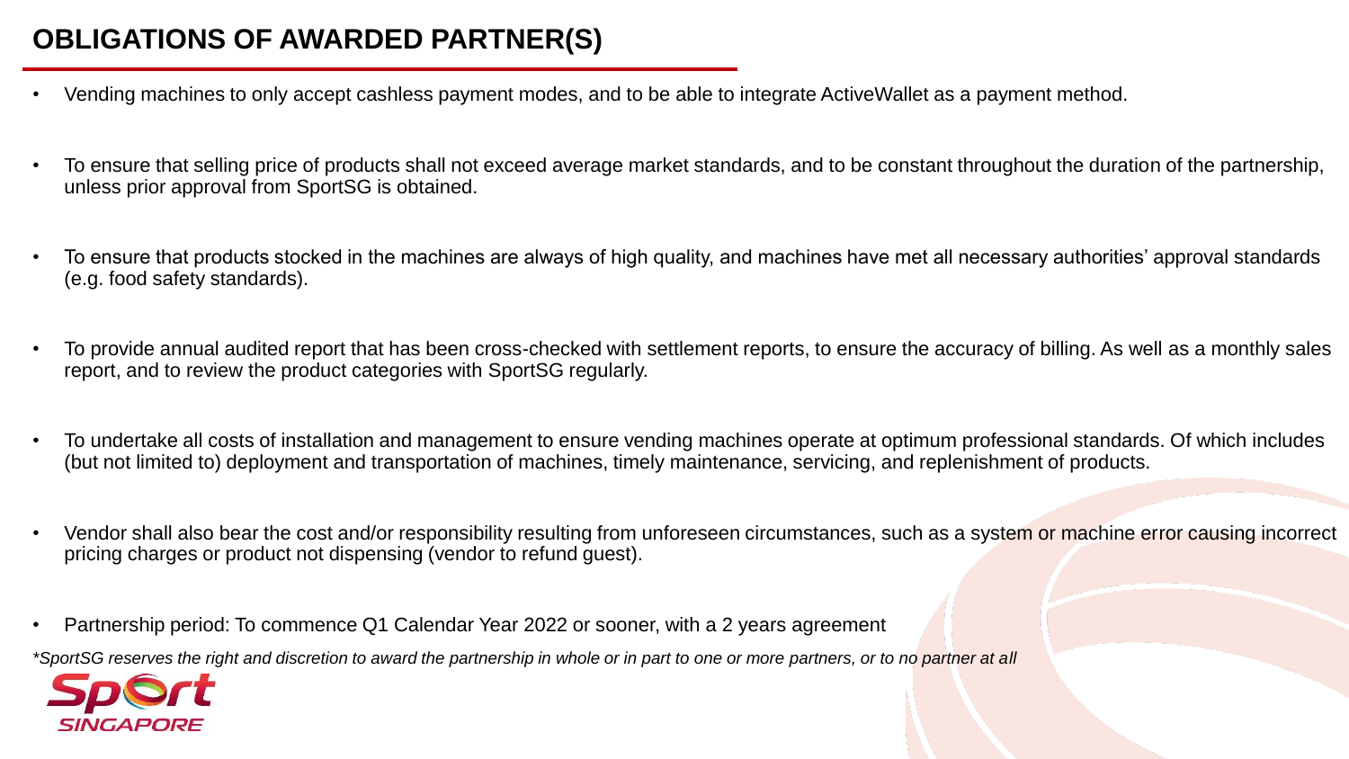# OBLIGATIONS OF AWARDED PARTNER(S)

- Vending machines to only accept cashless payment modes, and to be able to integrate ActiveWallet as a payment method.
- To ensure that selling price of products shall not exceed average market standards, and to be constant throughout the duration of the partnership, unless prior approval from SportSG is obtained.
- To ensure that products stocked in the machines are always of high quality, and machines have met all necessary authorities' approval standards (e.g. food safety standards).
- To provide annual audited report that has been cross-checked with settlement reports, to ensure the accuracy of billing. As well as a monthly sales report, and to review the product categories with SportSG regularly.
- To undertake all costs of installation and management to ensure vending machines operate at optimum professional standards. Of which includes (but not limited to) deployment and transportation of machines, timely maintenance, servicing, and replenishment of products.
- Vendor shall also bear the cost and/or responsibility resulting from unforeseen circumstances, such as a system or machine error causing incorrect pricing charges or product not dispensing (vendor to refund guest).
- Partnership period: To commence Q1 Calendar Year 2022 or sooner, with a 2 years agreement

*\*SportSG reserves the right and discretion to award the partnership in whole or in part to one or more partners, or to no partner at all*

Sport SINGAPORE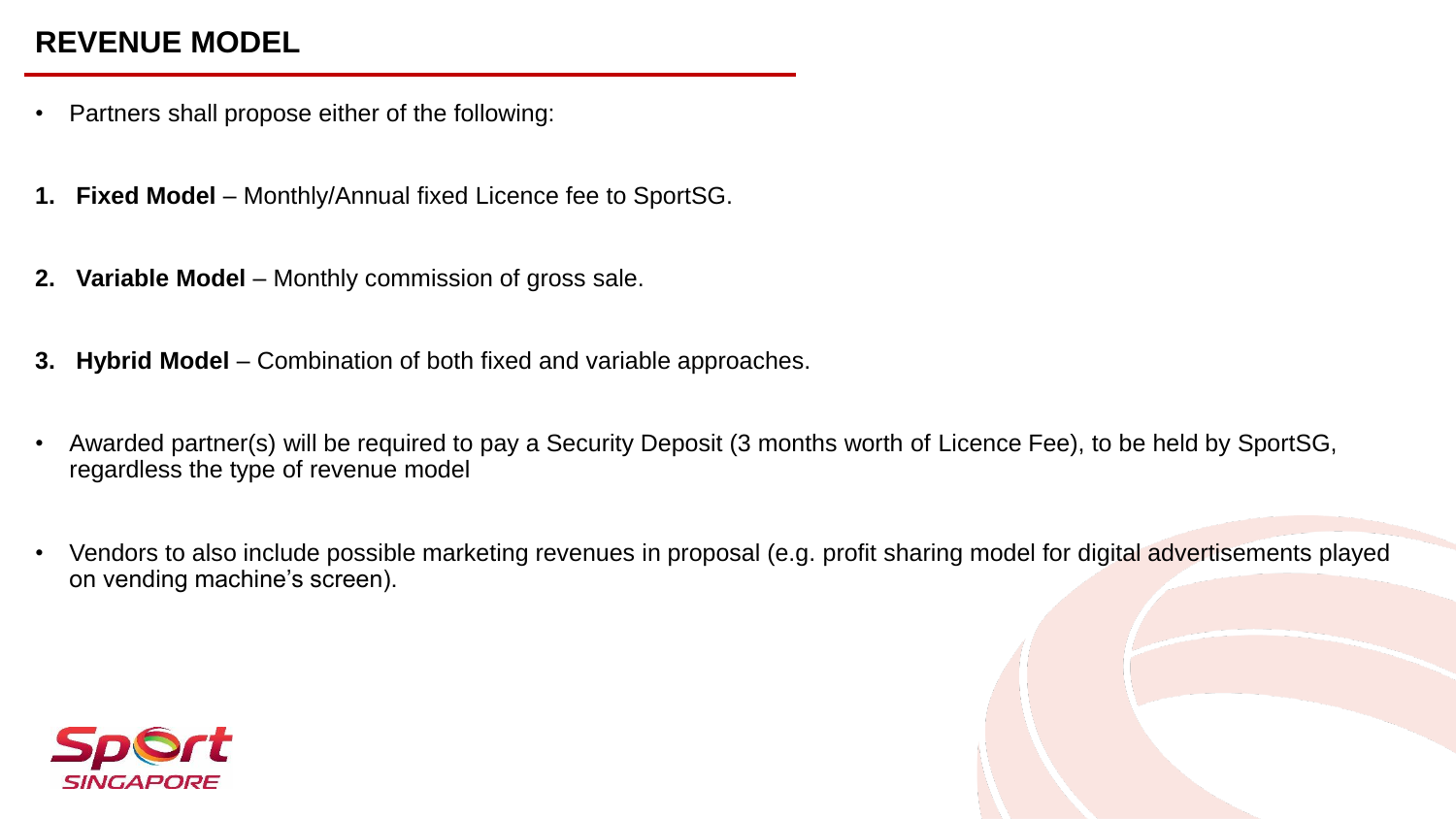# REVENUE MODEL

- Partners shall propose either of the following:

1. **Fixed Model** – Monthly/Annual fixed Licence fee to SportSG.
2. **Variable Model** – Monthly commission of gross sale.
3. **Hybrid Model** – Combination of both fixed and variable approaches.

- Awarded partner(s) will be required to pay a Security Deposit (3 months worth of Licence Fee), to be held by SportSG, regardless the type of revenue model
- Vendors to also include possible marketing revenues in proposal (e.g. profit sharing model for digital advertisements played on vending machine's screen).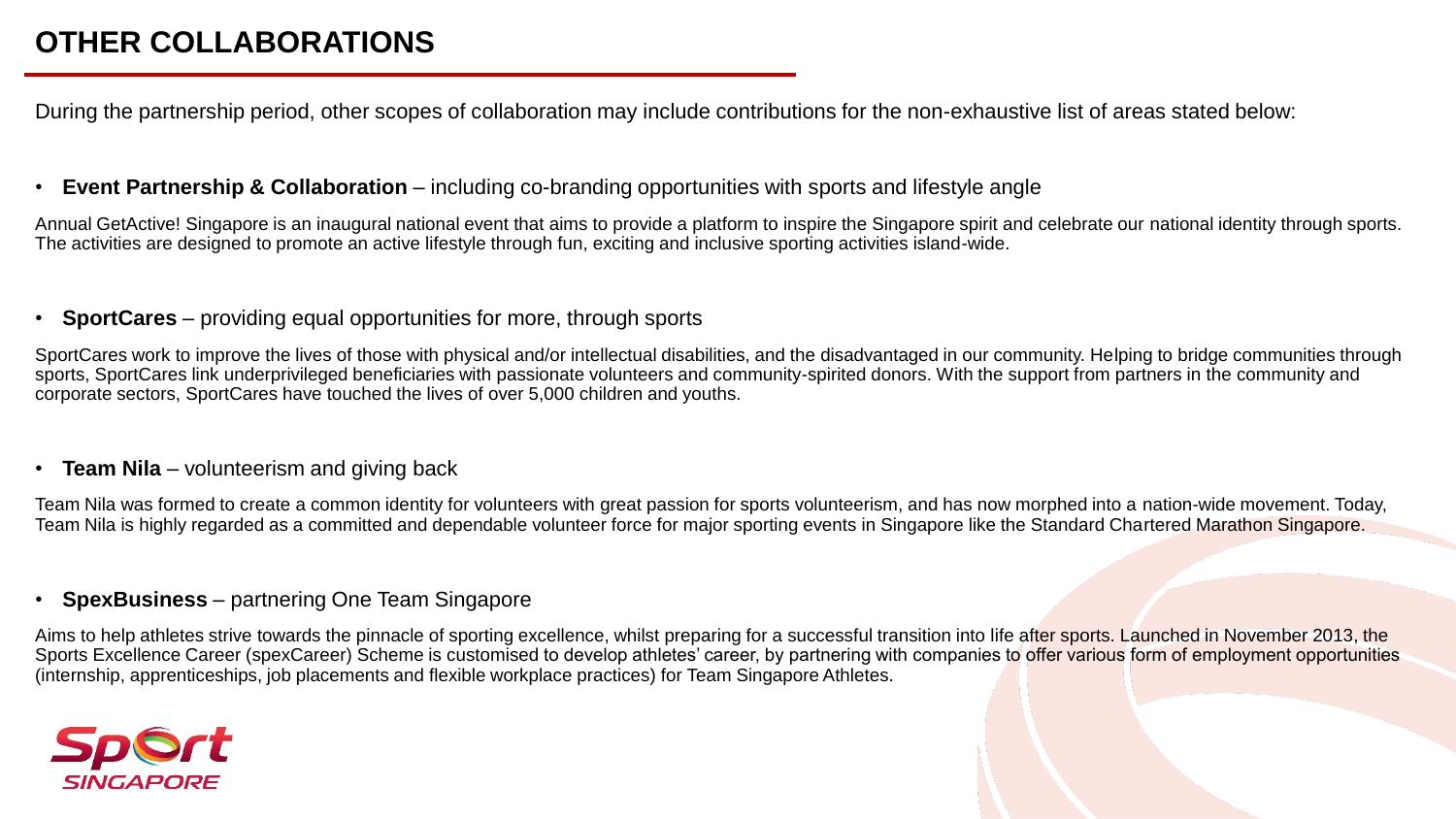# OTHER COLLABORATIONS

During the partnership period, other scopes of collaboration may include contributions for the non-exhaustive list of areas stated below:

- **Event Partnership & Collaboration** – including co-branding opportunities with sports and lifestyle angle

Annual GetActive! Singapore is an inaugural national event that aims to provide a platform to inspire the Singapore spirit and celebrate our national identity through sports. The activities are designed to promote an active lifestyle through fun, exciting and inclusive sporting activities island-wide.

- **SportCares** – providing equal opportunities for more, through sports

SportCares work to improve the lives of those with physical and/or intellectual disabilities, and the disadvantaged in our community. Helping to bridge communities through sports, SportCares link underprivileged beneficiaries with passionate volunteers and community-spirited donors. With the support from partners in the community and corporate sectors, SportCares have touched the lives of over 5,000 children and youths.

- **Team Nila** – volunteerism and giving back

Team Nila was formed to create a common identity for volunteers with great passion for sports volunteerism, and has now morphed into a nation-wide movement. Today, Team Nila is highly regarded as a committed and dependable volunteer force for major sporting events in Singapore like the Standard Chartered Marathon Singapore.

- **SpexBusiness** – partnering One Team Singapore

Aims to help athletes strive towards the pinnacle of sporting excellence, whilst preparing for a successful transition into life after sports. Launched in November 2013, the Sports Excellence Career (spexCareer) Scheme is customised to develop athletes' career, by partnering with companies to offer various form of employment opportunities (internship, apprenticeships, job placements and flexible workplace practices) for Team Singapore Athletes.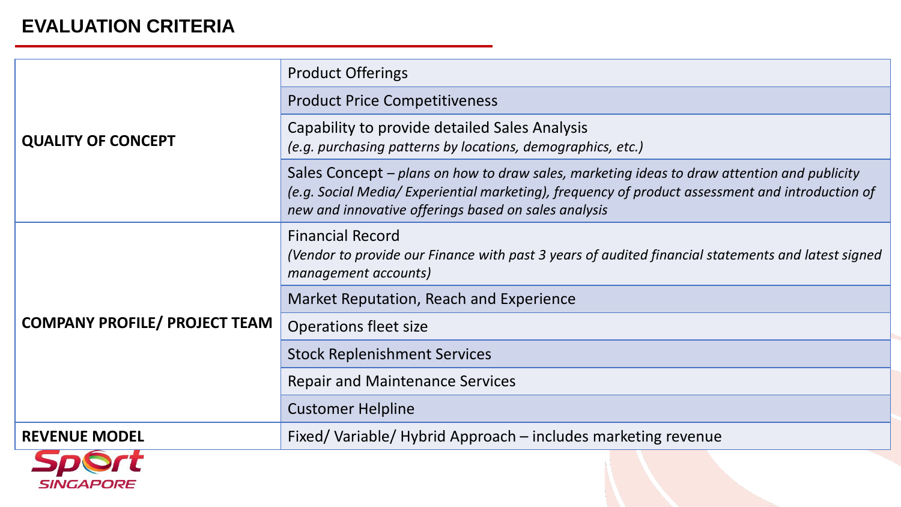## EVALUATION CRITERIA

| Category | Criteria |
| --- | --- |
| **QUALITY OF CONCEPT** | Product Offerings |
| | Product Price Competitiveness |
| | Capability to provide detailed Sales Analysis *(e.g. purchasing patterns by locations, demographics, etc.)* |
| | Sales Concept – *plans on how to draw sales, marketing ideas to draw attention and publicity (e.g. Social Media/ Experiential marketing), frequency of product assessment and introduction of new and innovative offerings based on sales analysis* |
| **COMPANY PROFILE/ PROJECT TEAM** | Financial Record *(Vendor to provide our Finance with past 3 years of audited financial statements and latest signed management accounts)* |
| | Market Reputation, Reach and Experience |
| | Operations fleet size |
| | Stock Replenishment Services |
| | Repair and Maintenance Services |
| | Customer Helpline |
| **REVENUE MODEL** | Fixed/ Variable/ Hybrid Approach – includes marketing revenue |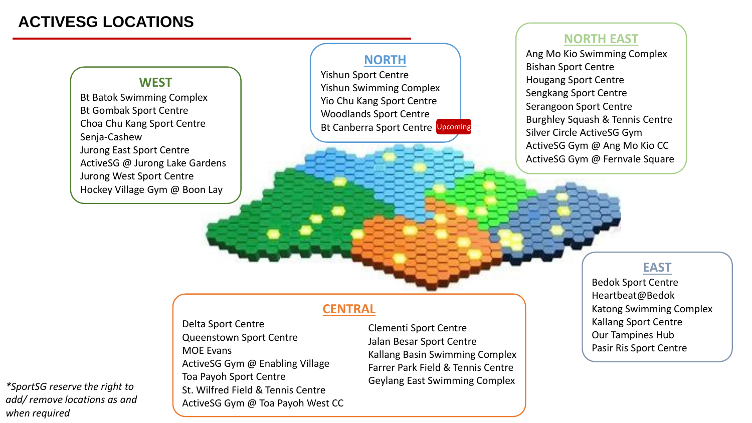# ACTIVESG LOCATIONS

## WEST

- Bt Batok Swimming Complex
- Bt Gombak Sport Centre
- Choa Chu Kang Sport Centre
- Senja-Cashew
- Jurong East Sport Centre
- ActiveSG @ Jurong Lake Gardens
- Jurong West Sport Centre
- Hockey Village Gym @ Boon Lay

## NORTH

- Yishun Sport Centre
- Yishun Swimming Complex
- Yio Chu Kang Sport Centre
- Woodlands Sport Centre
- Bt Canberra Sport Centre (Upcoming)

## NORTH EAST

- Ang Mo Kio Swimming Complex
- Bishan Sport Centre
- Hougang Sport Centre
- Sengkang Sport Centre
- Serangoon Sport Centre
- Burghley Squash & Tennis Centre
- Silver Circle ActiveSG Gym
- ActiveSG Gym @ Ang Mo Kio CC
- ActiveSG Gym @ Fernvale Square

## CENTRAL

- Delta Sport Centre
- Queenstown Sport Centre
- MOE Evans
- ActiveSG Gym @ Enabling Village
- Toa Payoh Sport Centre
- St. Wilfred Field & Tennis Centre
- ActiveSG Gym @ Toa Payoh West CC
- Clementi Sport Centre
- Jalan Besar Sport Centre
- Kallang Basin Swimming Complex
- Farrer Park Field & Tennis Centre
- Geylang East Swimming Complex

## EAST

- Bedok Sport Centre
- Heartbeat@Bedok
- Katong Swimming Complex
- Kallang Sport Centre
- Our Tampines Hub
- Pasir Ris Sport Centre

*\*SportSG reserve the right to add/ remove locations as and when required*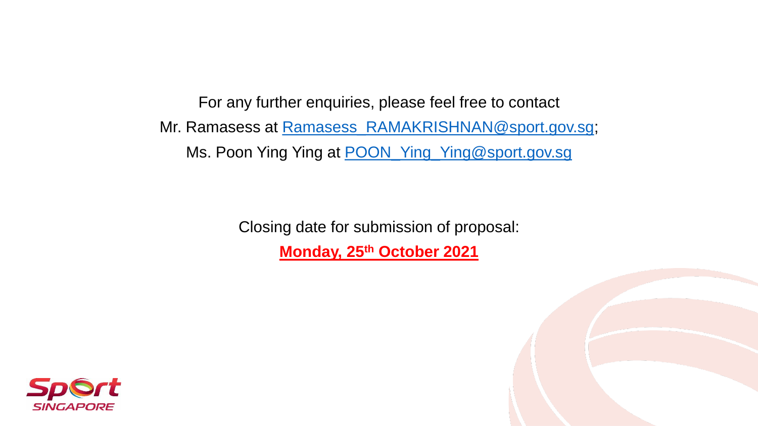For any further enquiries, please feel free to contact
Mr. Ramasess at Ramasess_RAMAKRISHNAN@sport.gov.sg;
Ms. Poon Ying Ying at POON_Ying_Ying@sport.gov.sg

Closing date for submission of proposal:

**Monday, 25th October 2021**